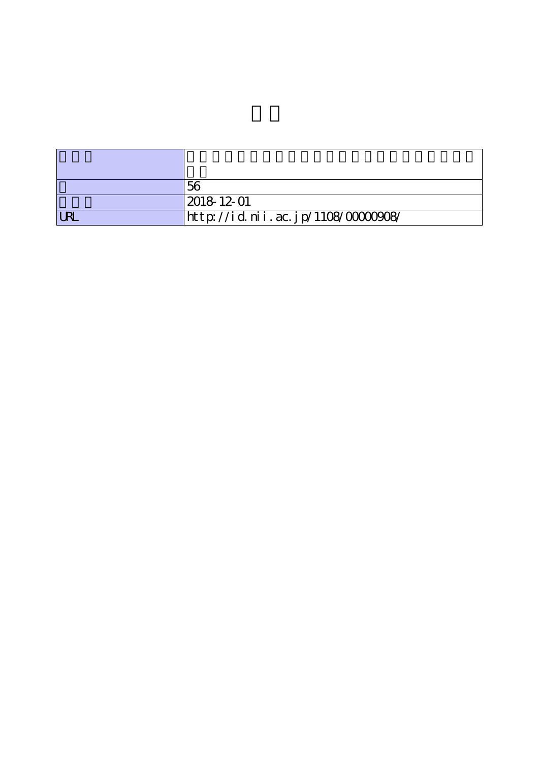| | |
|---|---|
| | |
| | 56 |
| | 2018-12-01 |
| URL | http://id.nii.ac.jp/1108/00000908/ |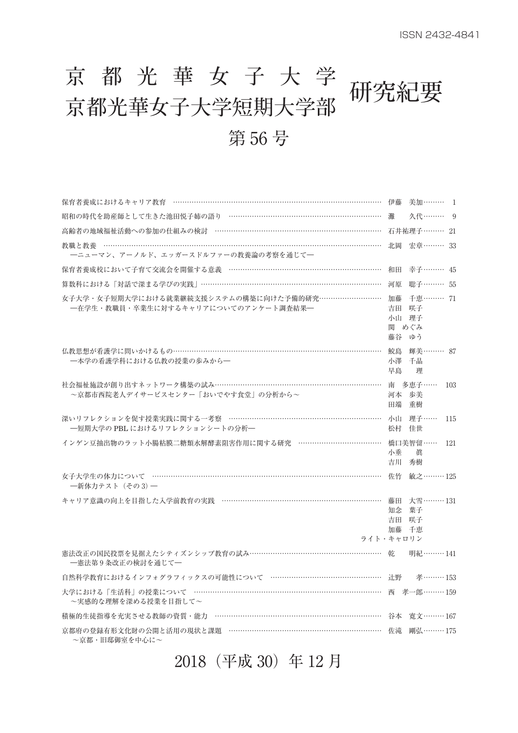ISSN 2432-4841

# 京都光華女子大学
# 京都光華女子大学短期大学部 研究紀要

## 第 56 号

| | | |
|---|---|---|
| 保育者養成におけるキャリア教育 | 伊藤　美加 | 1 |
| 昭和の時代を助産師として生きた池田悦子姉の語り | 灘　　久代 | 9 |
| 高齢者の地域福祉活動への参加の仕組みの検討 | 石井祐理子 | 21 |
| 教職と教養<br>―ニューマン、アーノルド、エッガースドルファーの教養論の考察を通じて― | 北岡　宏章 | 33 |
| 保育者養成校において子育て交流会を開催する意義 | 和田　幸子 | 45 |
| 算数科における「対話で深まる学びの実践」 | 河原　聡子 | 55 |
| 女子大学・女子短期大学における就業継続支援システムの構築に向けた予備的研究<br>―在学生・教職員・卒業生に対するキャリアについてのアンケート調査結果― | 加藤　千恵<br>吉田　咲子<br>小山　理子<br>関　めぐみ<br>藤谷　ゆう | 71 |
| 仏教思想が看護学に問いかけるもの<br>―本学の看護学科における仏教の授業の歩みから― | 鮫島　輝美<br>小澤　千晶<br>早島　　理 | 87 |
| 社会福祉施設が創り出すネットワーク構築の試み<br>～京都市西院老人デイサービスセンター「おいでやす食堂」の分析から～ | 南　多恵子<br>河本　歩美<br>田端　重樹 | 103 |
| 深いリフレクションを促す授業実践に関する一考察<br>―短期大学の PBL におけるリフレクションシートの分析― | 小山　理子<br>松村　佳世 | 115 |
| インゲン豆抽出物のラット小腸粘膜二糖類水解酵素阻害作用に関する研究 | 橋口美智留<br>小垂　　眞<br>吉川　秀樹 | 121 |
| 女子大学生の体力について<br>―新体力テスト（その 3）― | 佐竹　敏之 | 125 |
| キャリア意識の向上を目指した入学前教育の実践 | 藤田　大雪<br>知念　葉子<br>吉田　咲子<br>加藤　千恵<br>ライト・キャロリン | 131 |
| 憲法改正の国民投票を見据えたシティズンシップ教育の試み<br>―憲法第 9 条改正の検討を通じて― | 乾　　明紀 | 141 |
| 自然科学教育におけるインフォグラフィックスの可能性について | 辻野　　孝 | 153 |
| 大学における「生活科」の授業について<br>～実感的な理解を深める授業を目指して～ | 西　孝一郎 | 159 |
| 積極的生徒指導を充実させる教師の資質・能力 | 谷本　寛文 | 167 |
| 京都府の登録有形文化財の公開と活用の現状と課題<br>～京都・旧邸御室を中心に～ | 佐滝　剛弘 | 175 |

2018（平成 30）年 12 月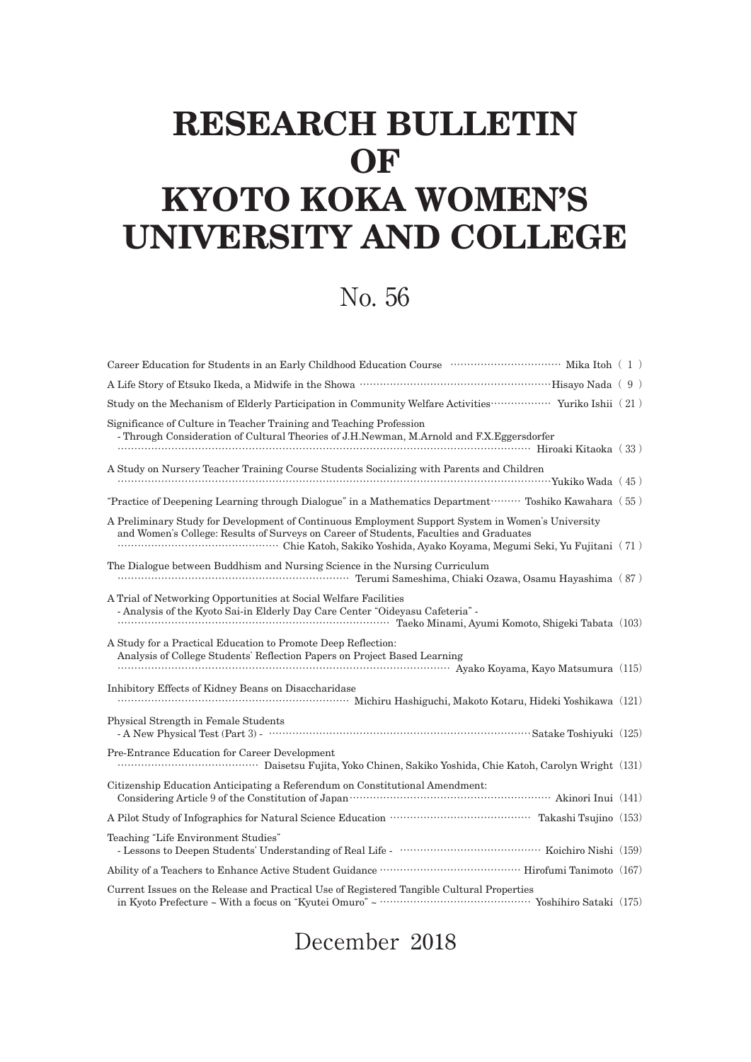# RESEARCH BULLETIN OF KYOTO KOKA WOMEN'S UNIVERSITY AND COLLEGE

## No. 56

Career Education for Students in an Early Childhood Education Course ································ Mika Itoh ( 1 )

A Life Story of Etsuko Ikeda, a Midwife in the Showa ·························································Hisayo Nada ( 9 )

Study on the Mechanism of Elderly Participation in Community Welfare Activities················· Yuriko Ishii (21)

Significance of Culture in Teacher Training and Teaching Profession
- Through Consideration of Cultural Theories of J.H.Newman, M.Arnold and F.X.Eggersdorfer
························································································································· Hiroaki Kitaoka (33)

A Study on Nursery Teacher Training Course Students Socializing with Parents and Children
·································································································································Yukiko Wada (45)

"Practice of Deepening Learning through Dialogue" in a Mathematics Department········· Toshiko Kawahara (55)

A Preliminary Study for Development of Continuous Employment Support System in Women's University and Women's College: Results of Surveys on Career of Students, Faculties and Graduates
················································ Chie Katoh, Sakiko Yoshida, Ayako Koyama, Megumi Seki, Yu Fujitani (71)

The Dialogue between Buddhism and Nursing Science in the Nursing Curriculum
····················································································· Terumi Sameshima, Chiaki Ozawa, Osamu Hayashima (87)

A Trial of Networking Opportunities at Social Welfare Facilities
- Analysis of the Kyoto Sai-in Elderly Day Care Center "Oideyasu Cafeteria" -
································································································ Taeko Minami, Ayumi Komoto, Shigeki Tabata (103)

A Study for a Practical Education to Promote Deep Reflection:
Analysis of College Students' Reflection Papers on Project Based Learning
······················································································································· Ayako Koyama, Kayo Matsumura (115)

Inhibitory Effects of Kidney Beans on Disaccharidase
····················································································· Michiru Hashiguchi, Makoto Kotaru, Hideki Yoshikawa (121)

Physical Strength in Female Students
- A New Physical Test (Part 3) - ·····························································································Satake Toshiyuki (125)

Pre-Entrance Education for Career Development
········································· Daisetsu Fujita, Yoko Chinen, Sakiko Yoshida, Chie Katoh, Carolyn Wright (131)

Citizenship Education Anticipating a Referendum on Constitutional Amendment:
Considering Article 9 of the Constitution of Japan························································· Akinori Inui (141)

A Pilot Study of Infographics for Natural Science Education ········································· Takashi Tsujino (153)

Teaching "Life Environment Studies"
- Lessons to Deepen Students' Understanding of Real Life - ········································· Koichiro Nishi (159)

Ability of a Teachers to Enhance Active Student Guidance ········································· Hirofumi Tanimoto (167)

Current Issues on the Release and Practical Use of Registered Tangible Cultural Properties in Kyoto Prefecture ~ With a focus on "Kyutei Omuro" ~ ············································ Yoshihiro Sataki (175)

December 2018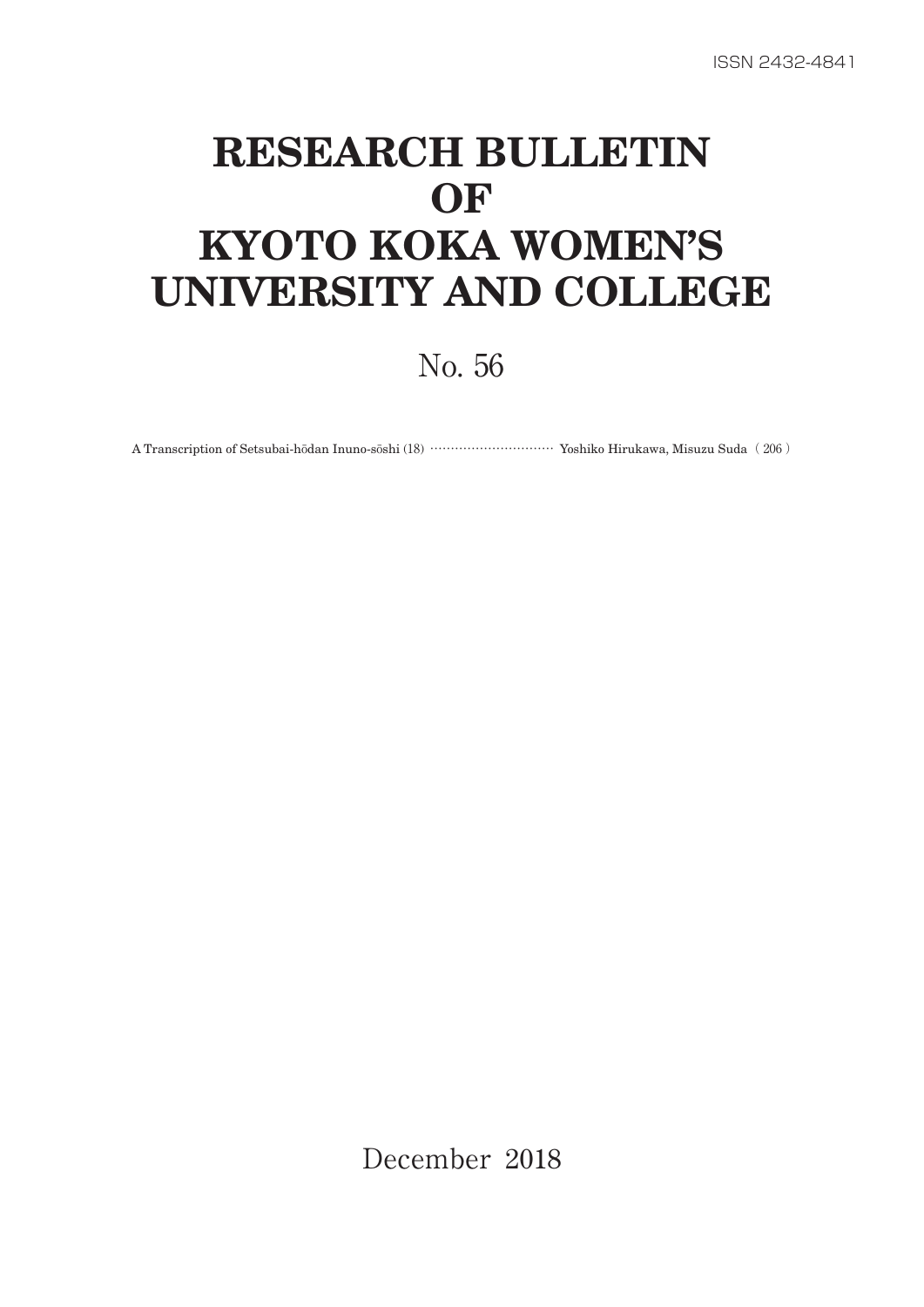ISSN 2432-4841

# RESEARCH BULLETIN OF KYOTO KOKA WOMEN'S UNIVERSITY AND COLLEGE

No. 56

A Transcription of Setsubai-hōdan Inuno-sōshi (18) ······························ Yoshiko Hirukawa, Misuzu Suda（206）

December 2018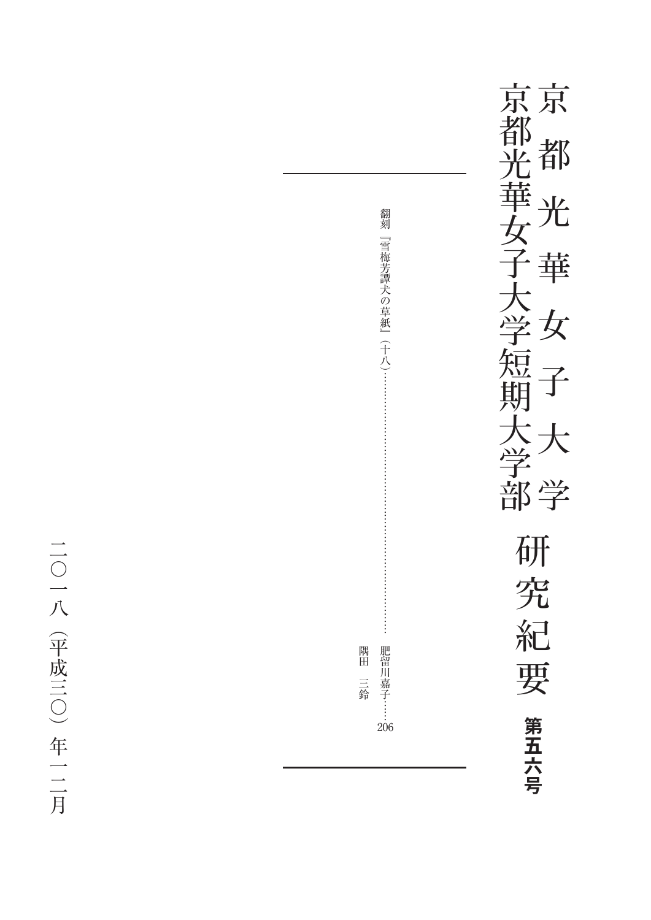# 京都光華女子大学
# 京都光華女子大学短期大学部　研究紀要　第五六号

翻刻『雪梅芳譚犬の草紙』（十八）……………………………… 肥留川嘉子
隅田　三鈴 ……206

二〇一八（平成三〇）年一二月